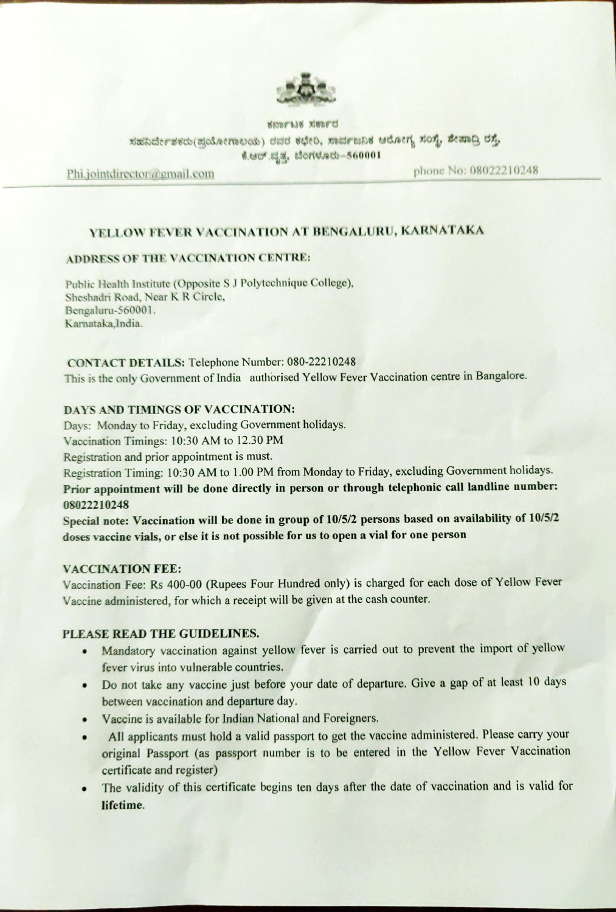ಕರ್ನಾಟಕ ಸರ್ಕಾರ

ಸಹನಿರ್ದೇಶಕರು(ಪ್ರಯೋಗಾಲಯ) ರವರ ಕಛೇರಿ, ಸಾರ್ವಜನಿಕ ಆರೋಗ್ಯ ಸಂಸ್ಥೆ, ಶೇಷಾದ್ರಿ ರಸ್ತೆ, ಕೆ.ಆರ್.ವೃತ್ತ, ಬೆಂಗಳೂರು-560001

Phi.jointdirector@gmail.com phone No: 08022210248

## YELLOW FEVER VACCINATION AT BENGALURU, KARNATAKA

### ADDRESS OF THE VACCINATION CENTRE:

Public Health Institute (Opposite S J Polytechnique College),
Sheshadri Road, Near K R Circle,
Bengaluru-560001.
Karnataka,India.

**CONTACT DETAILS:** Telephone Number: 080-22210248

This is the only Government of India authorised Yellow Fever Vaccination centre in Bangalore.

### DAYS AND TIMINGS OF VACCINATION:

Days: Monday to Friday, excluding Government holidays.

Vaccination Timings: 10:30 AM to 12.30 PM

Registration and prior appointment is must.

Registration Timing: 10:30 AM to 1.00 PM from Monday to Friday, excluding Government holidays.

**Prior appointment will be done directly in person or through telephonic call landline number: 08022210248**

**Special note: Vaccination will be done in group of 10/5/2 persons based on availability of 10/5/2 doses vaccine vials, or else it is not possible for us to open a vial for one person**

### VACCINATION FEE:

Vaccination Fee: Rs 400-00 (Rupees Four Hundred only) is charged for each dose of Yellow Fever Vaccine administered, for which a receipt will be given at the cash counter.

### PLEASE READ THE GUIDELINES.

- Mandatory vaccination against yellow fever is carried out to prevent the import of yellow fever virus into vulnerable countries.
- Do not take any vaccine just before your date of departure. Give a gap of at least 10 days between vaccination and departure day.
- Vaccine is available for Indian National and Foreigners.
- All applicants must hold a valid passport to get the vaccine administered. Please carry your original Passport (as passport number is to be entered in the Yellow Fever Vaccination certificate and register)
- The validity of this certificate begins ten days after the date of vaccination and is valid for **lifetime**.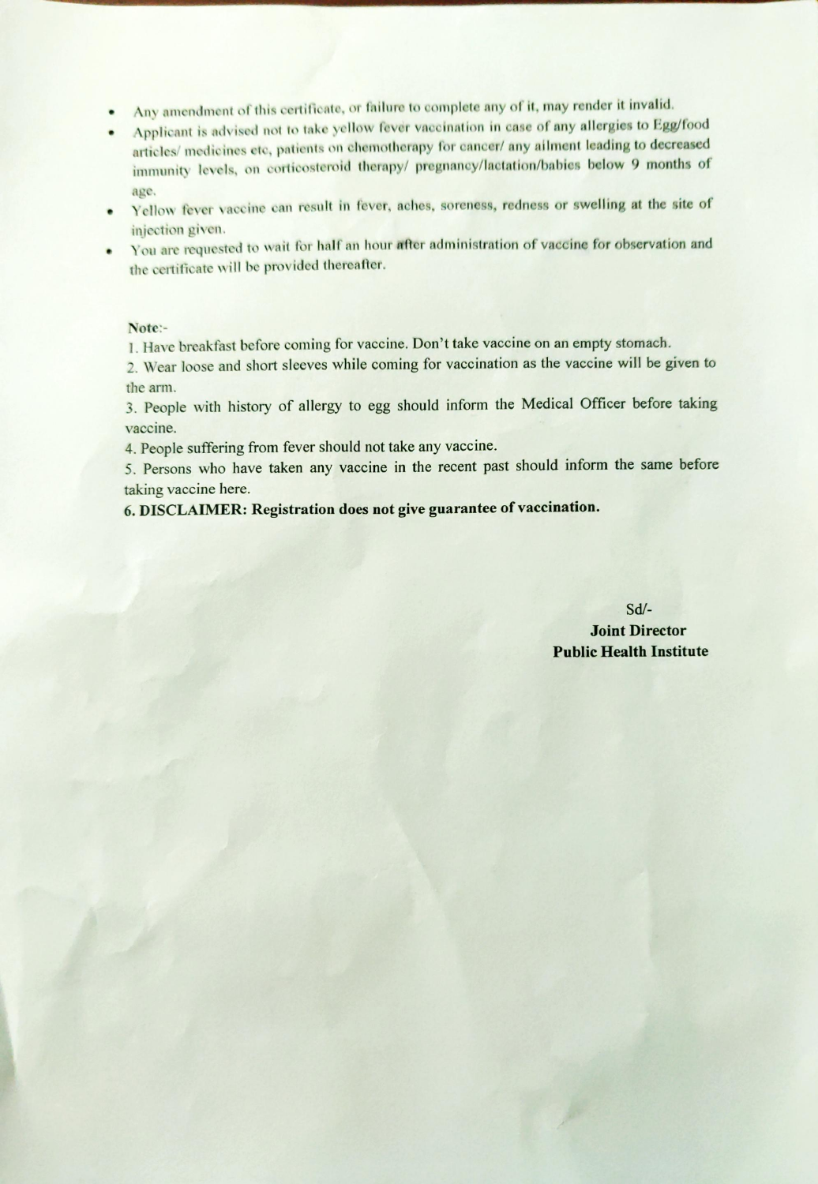- Any amendment of this certificate, or failure to complete any of it, may render it invalid.
- Applicant is advised not to take yellow fever vaccination in case of any allergies to Egg/food articles/ medicines etc, patients on chemotherapy for cancer/ any ailment leading to decreased immunity levels, on corticosteroid therapy/ pregnancy/lactation/babies below 9 months of age.
- Yellow fever vaccine can result in fever, aches, soreness, redness or swelling at the site of injection given.
- You are requested to wait for half an hour after administration of vaccine for observation and the certificate will be provided thereafter.

Note:-

1. Have breakfast before coming for vaccine. Don't take vaccine on an empty stomach.
2. Wear loose and short sleeves while coming for vaccination as the vaccine will be given to the arm.
3. People with history of allergy to egg should inform the Medical Officer before taking vaccine.
4. People suffering from fever should not take any vaccine.
5. Persons who have taken any vaccine in the recent past should inform the same before taking vaccine here.
6. **DISCLAIMER: Registration does not give guarantee of vaccination.**

Sd/-

**Joint Director**

**Public Health Institute**